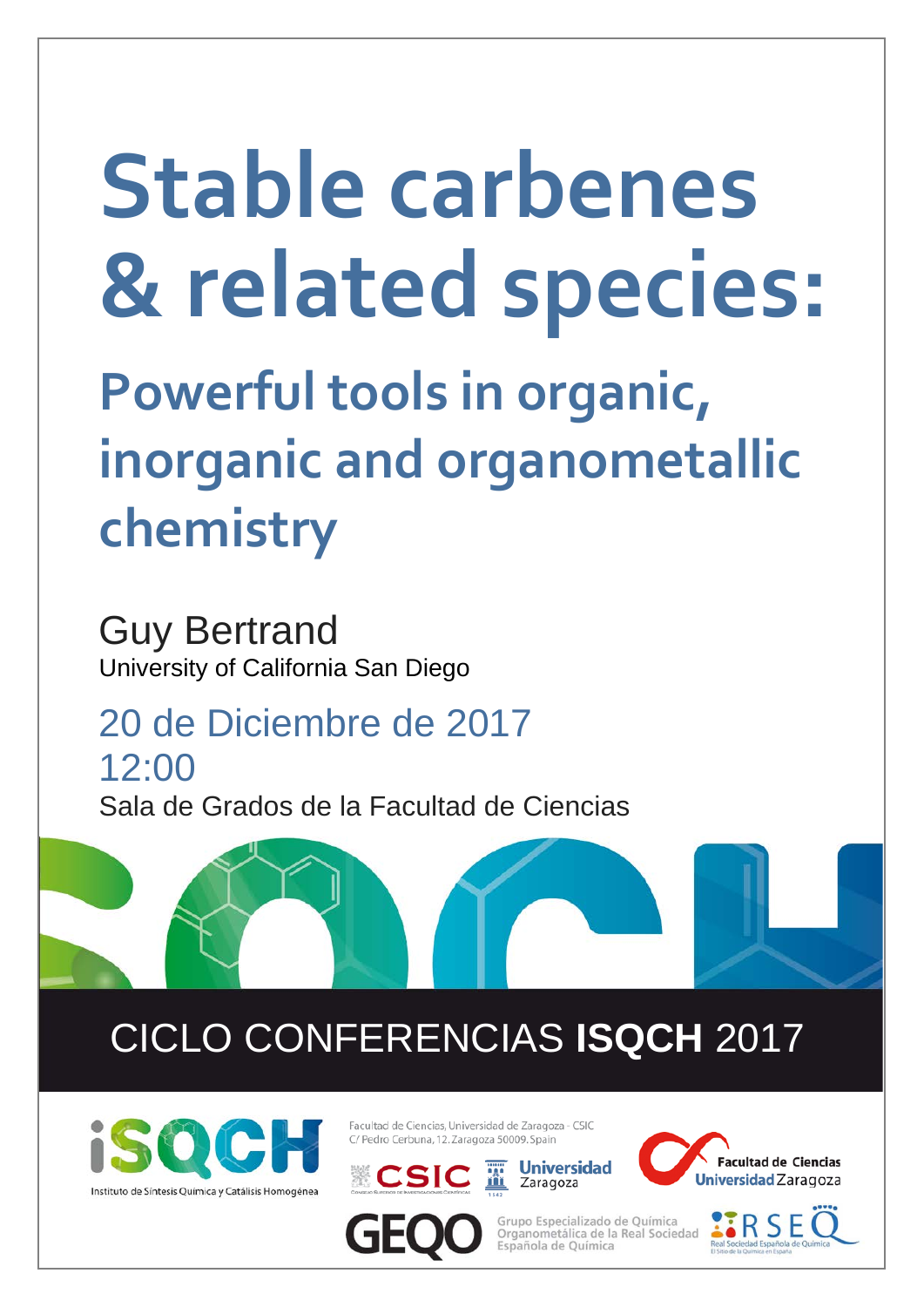# Stable carbenes & related species:

## Powerful tools in organic, inorganic and organometallic chemistry

Guy Bertrand
University of California San Diego

20 de Diciembre de 2017
12:00
Sala de Grados de la Facultad de Ciencias

CICLO CONFERENCIAS **ISQCH** 2017

iSQCH
Instituto de Síntesis Química y Catálisis Homogénea

Facultad de Ciencias, Universidad de Zaragoza - CSIC
C/ Pedro Cerbuna, 12. Zaragoza 50009. Spain

CSIC
Universidad Zaragoza

Facultad de Ciencias
Universidad Zaragoza

GEQO
Grupo Especializado de Química Organometálica de la Real Sociedad Española de Química

RSEQ
Real Sociedad Española de Química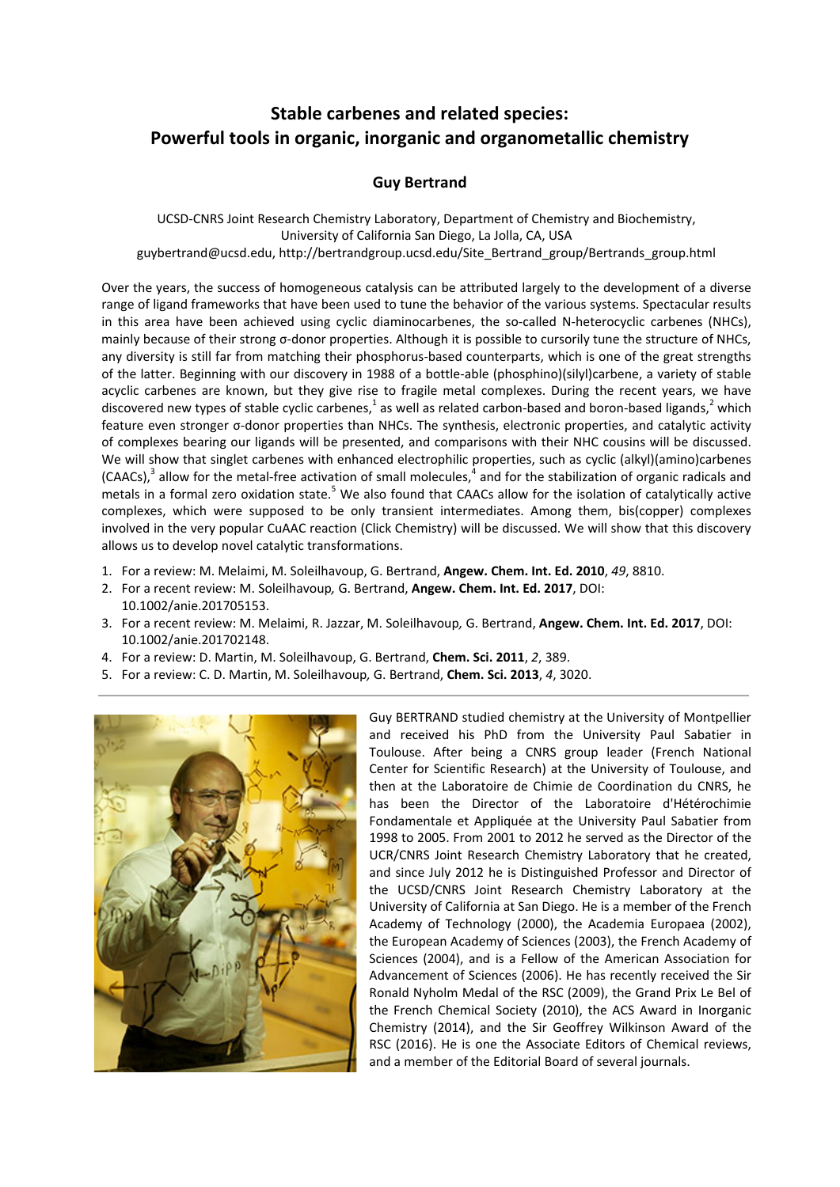# Stable carbenes and related species:
# Powerful tools in organic, inorganic and organometallic chemistry

**Guy Bertrand**

UCSD-CNRS Joint Research Chemistry Laboratory, Department of Chemistry and Biochemistry, University of California San Diego, La Jolla, CA, USA
guybertrand@ucsd.edu, http://bertrandgroup.ucsd.edu/Site_Bertrand_group/Bertrands_group.html

Over the years, the success of homogeneous catalysis can be attributed largely to the development of a diverse range of ligand frameworks that have been used to tune the behavior of the various systems. Spectacular results in this area have been achieved using cyclic diaminocarbenes, the so-called N-heterocyclic carbenes (NHCs), mainly because of their strong σ-donor properties. Although it is possible to cursorily tune the structure of NHCs, any diversity is still far from matching their phosphorus-based counterparts, which is one of the great strengths of the latter. Beginning with our discovery in 1988 of a bottle-able (phosphino)(silyl)carbene, a variety of stable acyclic carbenes are known, but they give rise to fragile metal complexes. During the recent years, we have discovered new types of stable cyclic carbenes,[1] as well as related carbon-based and boron-based ligands,[2] which feature even stronger σ-donor properties than NHCs. The synthesis, electronic properties, and catalytic activity of complexes bearing our ligands will be presented, and comparisons with their NHC cousins will be discussed. We will show that singlet carbenes with enhanced electrophilic properties, such as cyclic (alkyl)(amino)carbenes (CAACs),[3] allow for the metal-free activation of small molecules,[4] and for the stabilization of organic radicals and metals in a formal zero oxidation state.[5] We also found that CAACs allow for the isolation of catalytically active complexes, which were supposed to be only transient intermediates. Among them, bis(copper) complexes involved in the very popular CuAAC reaction (Click Chemistry) will be discussed. We will show that this discovery allows us to develop novel catalytic transformations.

1. For a review: M. Melaimi, M. Soleilhavoup, G. Bertrand, **Angew. Chem. Int. Ed. 2010**, *49*, 8810.
2. For a recent review: M. Soleilhavoup, G. Bertrand, **Angew. Chem. Int. Ed. 2017**, DOI: 10.1002/anie.201705153.
3. For a recent review: M. Melaimi, R. Jazzar, M. Soleilhavoup, G. Bertrand, **Angew. Chem. Int. Ed. 2017**, DOI: 10.1002/anie.201702148.
4. For a review: D. Martin, M. Soleilhavoup, G. Bertrand, **Chem. Sci. 2011**, *2*, 389.
5. For a review: C. D. Martin, M. Soleilhavoup, G. Bertrand, **Chem. Sci. 2013**, *4*, 3020.

---

Guy BERTRAND studied chemistry at the University of Montpellier and received his PhD from the University Paul Sabatier in Toulouse. After being a CNRS group leader (French National Center for Scientific Research) at the University of Toulouse, and then at the Laboratoire de Chimie de Coordination du CNRS, he has been the Director of the Laboratoire d'Hétérochimie Fondamentale et Appliquée at the University Paul Sabatier from 1998 to 2005. From 2001 to 2012 he served as the Director of the UCR/CNRS Joint Research Chemistry Laboratory that he created, and since July 2012 he is Distinguished Professor and Director of the UCSD/CNRS Joint Research Chemistry Laboratory at the University of California at San Diego. He is a member of the French Academy of Technology (2000), the Academia Europaea (2002), the European Academy of Sciences (2003), the French Academy of Sciences (2004), and is a Fellow of the American Association for Advancement of Sciences (2006). He has recently received the Sir Ronald Nyholm Medal of the RSC (2009), the Grand Prix Le Bel of the French Chemical Society (2010), the ACS Award in Inorganic Chemistry (2014), and the Sir Geoffrey Wilkinson Award of the RSC (2016). He is one the Associate Editors of Chemical reviews, and a member of the Editorial Board of several journals.